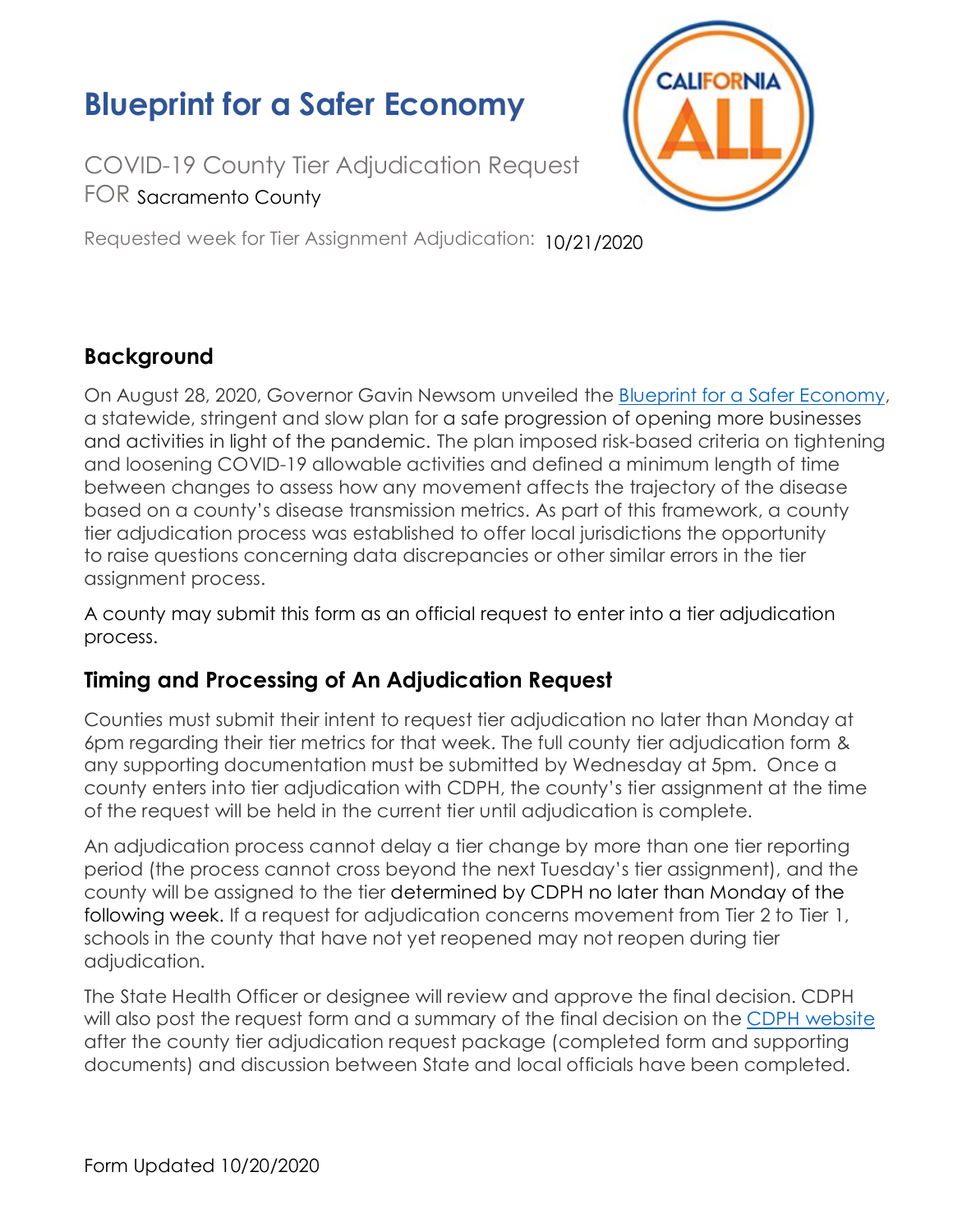# Blueprint for a Safer Economy

COVID-19 County Tier Adjudication Request FOR Sacramento County

Requested week for Tier Assignment Adjudication: 10/21/2020

## Background

On August 28, 2020, Governor Gavin Newsom unveiled the [Blueprint for a Safer Economy](), a statewide, stringent and slow plan for a safe progression of opening more businesses and activities in light of the pandemic. The plan imposed risk-based criteria on tightening and loosening COVID-19 allowable activities and defined a minimum length of time between changes to assess how any movement affects the trajectory of the disease based on a county's disease transmission metrics. As part of this framework, a county tier adjudication process was established to offer local jurisdictions the opportunity to raise questions concerning data discrepancies or other similar errors in the tier assignment process.

A county may submit this form as an official request to enter into a tier adjudication process.

## Timing and Processing of An Adjudication Request

Counties must submit their intent to request tier adjudication no later than Monday at 6pm regarding their tier metrics for that week. The full county tier adjudication form & any supporting documentation must be submitted by Wednesday at 5pm. Once a county enters into tier adjudication with CDPH, the county's tier assignment at the time of the request will be held in the current tier until adjudication is complete.

An adjudication process cannot delay a tier change by more than one tier reporting period (the process cannot cross beyond the next Tuesday's tier assignment), and the county will be assigned to the tier determined by CDPH no later than Monday of the following week. If a request for adjudication concerns movement from Tier 2 to Tier 1, schools in the county that have not yet reopened may not reopen during tier adjudication.

The State Health Officer or designee will review and approve the final decision. CDPH will also post the request form and a summary of the final decision on the [CDPH website]() after the county tier adjudication request package (completed form and supporting documents) and discussion between State and local officials have been completed.

Form Updated 10/20/2020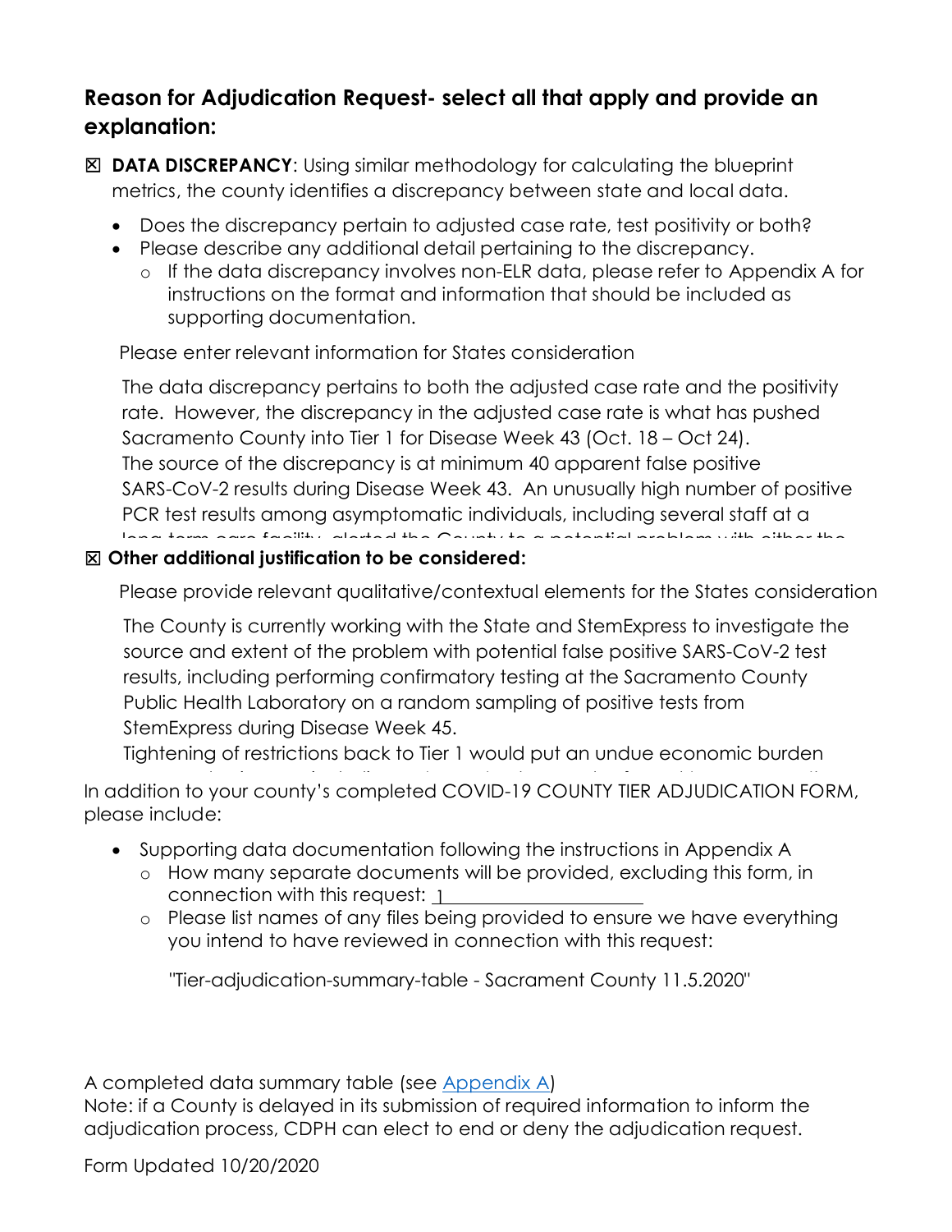## Reason for Adjudication Request- select all that apply and provide an explanation:

☒ **DATA DISCREPANCY**: Using similar methodology for calculating the blueprint metrics, the county identifies a discrepancy between state and local data.

- Does the discrepancy pertain to adjusted case rate, test positivity or both?
- Please describe any additional detail pertaining to the discrepancy.
  - If the data discrepancy involves non-ELR data, please refer to Appendix A for instructions on the format and information that should be included as supporting documentation.

Please enter relevant information for States consideration

The data discrepancy pertains to both the adjusted case rate and the positivity rate. However, the discrepancy in the adjusted case rate is what has pushed Sacramento County into Tier 1 for Disease Week 43 (Oct. 18 – Oct 24). The source of the discrepancy is at minimum 40 apparent false positive SARS-CoV-2 results during Disease Week 43. An unusually high number of positive PCR test results among asymptomatic individuals, including several staff at a long term care facility, alerted the County to a potential problem with either the

☒ **Other additional justification to be considered:**

Please provide relevant qualitative/contextual elements for the States consideration

The County is currently working with the State and StemExpress to investigate the source and extent of the problem with potential false positive SARS-CoV-2 test results, including performing confirmatory testing at the Sacramento County Public Health Laboratory on a random sampling of positive tests from StemExpress during Disease Week 45.

Tightening of restrictions back to Tier 1 would put an undue economic burden

In addition to your county's completed COVID-19 COUNTY TIER ADJUDICATION FORM, please include:

- Supporting data documentation following the instructions in Appendix A
  - How many separate documents will be provided, excluding this form, in connection with this request: 1
  - Please list names of any files being provided to ensure we have everything you intend to have reviewed in connection with this request:

    "Tier-adjudication-summary-table - Sacrament County 11.5.2020"

A completed data summary table (see Appendix A)

Note: if a County is delayed in its submission of required information to inform the adjudication process, CDPH can elect to end or deny the adjudication request.

Form Updated 10/20/2020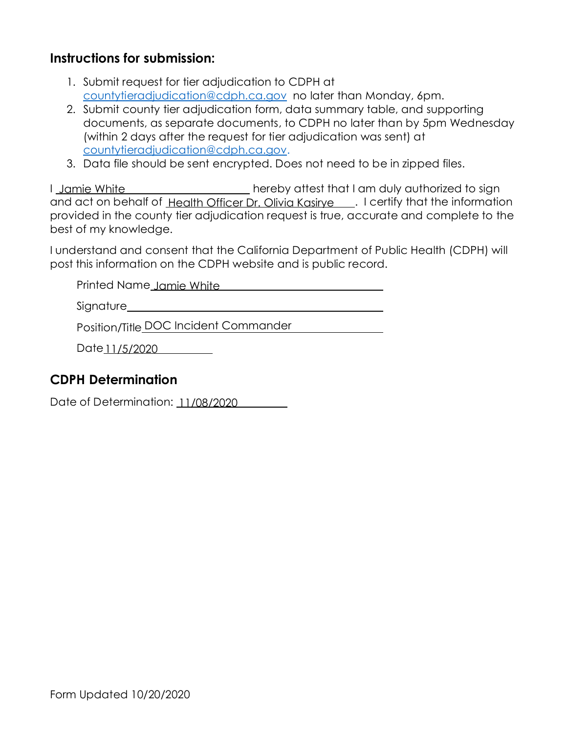## Instructions for submission:

1. Submit request for tier adjudication to CDPH at countytieradjudication@cdph.ca.gov no later than Monday, 6pm.
2. Submit county tier adjudication form, data summary table, and supporting documents, as separate documents, to CDPH no later than by 5pm Wednesday (within 2 days after the request for tier adjudication was sent) at countytieradjudication@cdph.ca.gov.
3. Data file should be sent encrypted. Does not need to be in zipped files.

I Jamie White hereby attest that I am duly authorized to sign and act on behalf of Health Officer Dr. Olivia Kasirye . I certify that the information provided in the county tier adjudication request is true, accurate and complete to the best of my knowledge.

I understand and consent that the California Department of Public Health (CDPH) will post this information on the CDPH website and is public record.

Printed Name Jamie White

Signature

Position/Title DOC Incident Commander

Date 11/5/2020

## CDPH Determination

Date of Determination: 11/08/2020

Form Updated 10/20/2020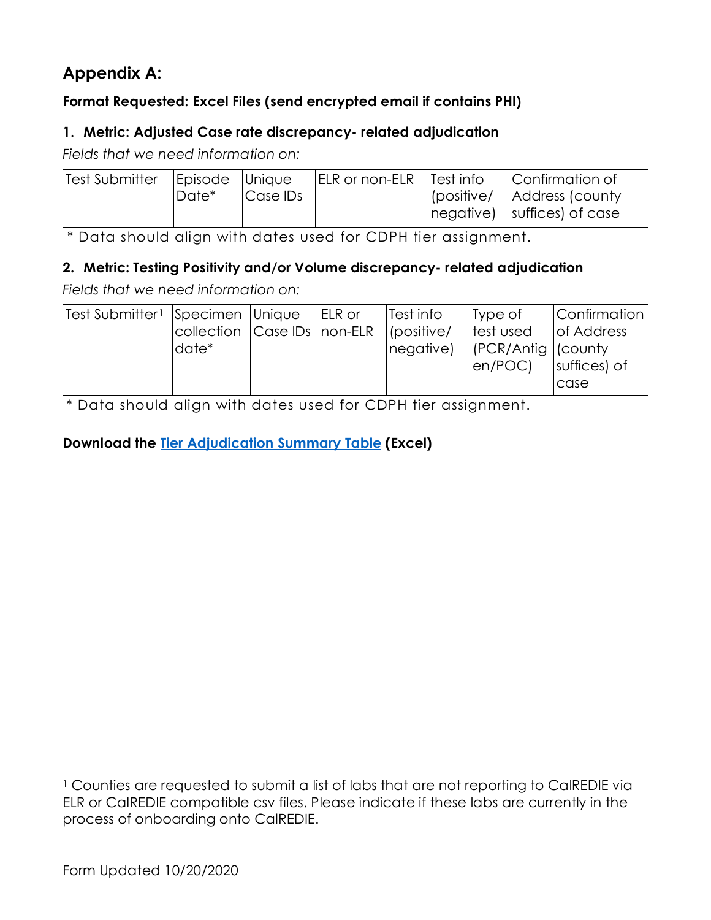## Appendix A:

**Format Requested: Excel Files (send encrypted email if contains PHI)**

### 1. Metric: Adjusted Case rate discrepancy- related adjudication

*Fields that we need information on:*

| Test Submitter | Episode Date* | Unique Case IDs | ELR or non-ELR | Test info (positive/ negative) | Confirmation of Address (county suffices) of case |
|---|---|---|---|---|---|
| | | | | | |

\* Data should align with dates used for CDPH tier assignment.

### 2. Metric: Testing Positivity and/or Volume discrepancy- related adjudication

*Fields that we need information on:*

| Test Submitter[1] | Specimen collection date* | Unique Case IDs | ELR or non-ELR | Test info (positive/ negative) | Type of test used (PCR/Antigen/POC) | Confirmation of Address (county suffices) of case |
|---|---|---|---|---|---|---|
| | | | | | | |

\* Data should align with dates used for CDPH tier assignment.

**Download the [Tier Adjudication Summary Table](Tier Adjudication Summary Table) (Excel)**

[1] Counties are requested to submit a list of labs that are not reporting to CalREDIE via ELR or CalREDIE compatible csv files. Please indicate if these labs are currently in the process of onboarding onto CalREDIE.

Form Updated 10/20/2020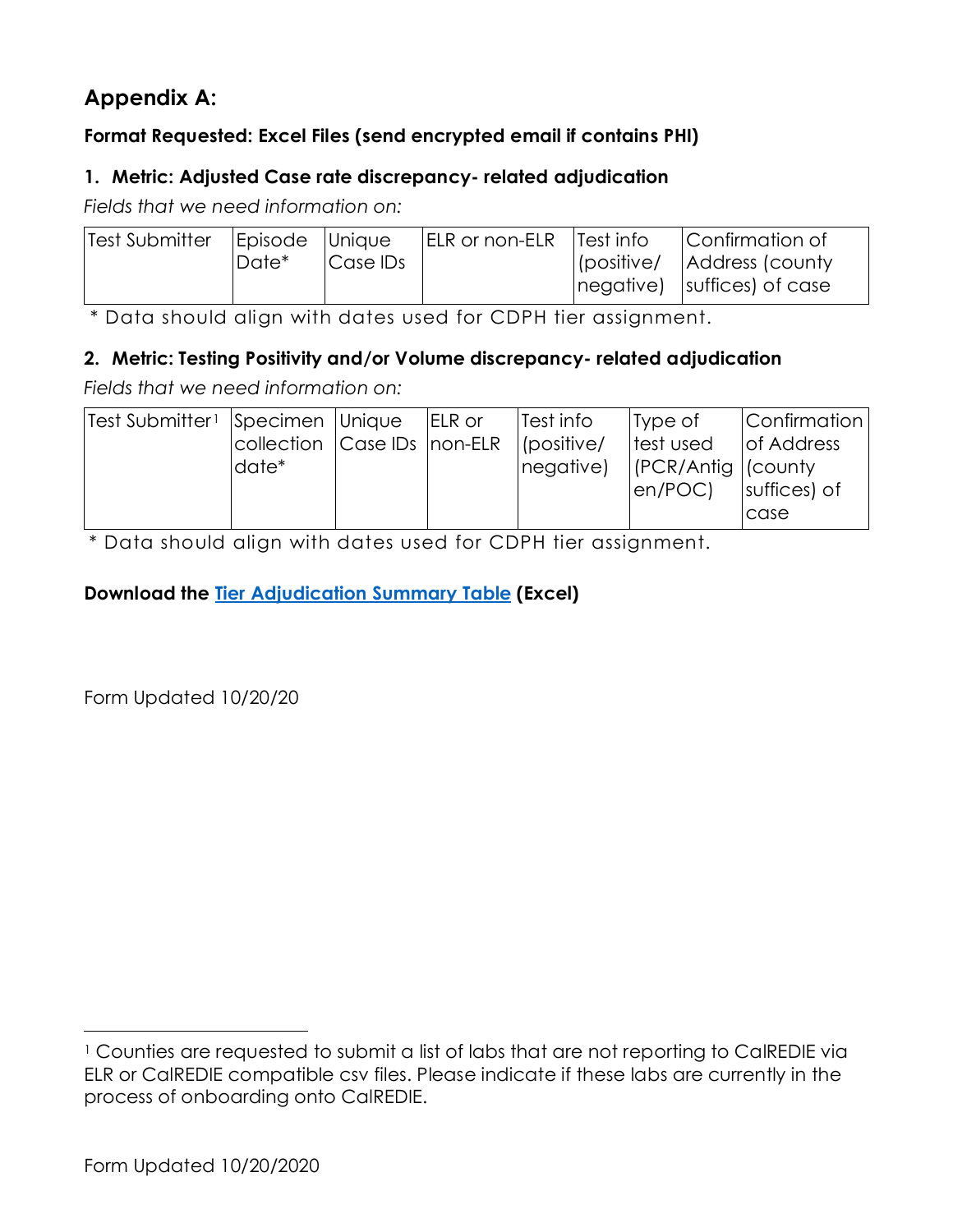## Appendix A:

**Format Requested: Excel Files (send encrypted email if contains PHI)**

### 1. Metric: Adjusted Case rate discrepancy- related adjudication

*Fields that we need information on:*

| Test Submitter | Episode Date* | Unique Case IDs | ELR or non-ELR | Test info (positive/ negative) | Confirmation of Address (county suffices) of case |
|---|---|---|---|---|---|
| | | | | | |

\* Data should align with dates used for CDPH tier assignment.

### 2. Metric: Testing Positivity and/or Volume discrepancy- related adjudication

*Fields that we need information on:*

| Test Submitter[1] | Specimen collection date* | Unique Case IDs | ELR or non-ELR | Test info (positive/ negative) | Type of test used (PCR/Antigen/POC) | Confirmation of Address (county suffices) of case |
|---|---|---|---|---|---|---|
| | | | | | | |

\* Data should align with dates used for CDPH tier assignment.

**Download the [Tier Adjudication Summary Table](#) (Excel)**

Form Updated 10/20/20

[1] Counties are requested to submit a list of labs that are not reporting to CalREDIE via ELR or CalREDIE compatible csv files. Please indicate if these labs are currently in the process of onboarding onto CalREDIE.

Form Updated 10/20/2020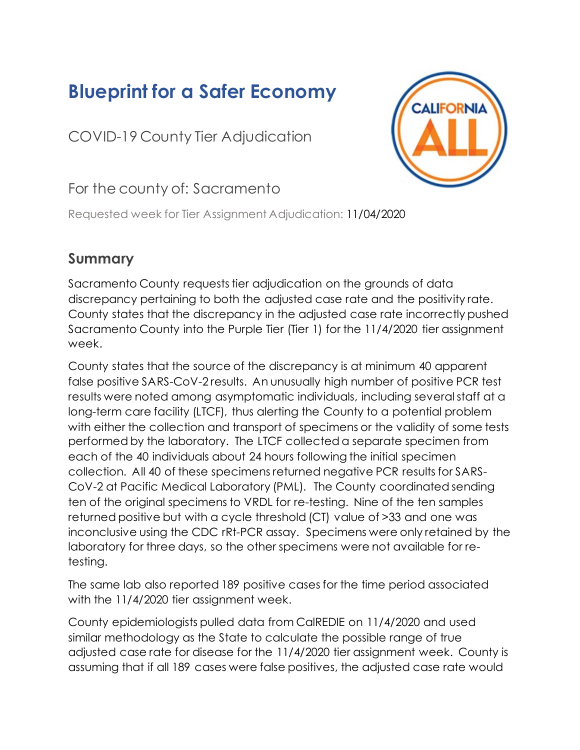# Blueprint for a Safer Economy

COVID-19 County Tier Adjudication

For the county of: Sacramento

Requested week for Tier Assignment Adjudication: 11/04/2020

## Summary

Sacramento County requests tier adjudication on the grounds of data discrepancy pertaining to both the adjusted case rate and the positivity rate. County states that the discrepancy in the adjusted case rate incorrectly pushed Sacramento County into the Purple Tier (Tier 1) for the 11/4/2020 tier assignment week.

County states that the source of the discrepancy is at minimum 40 apparent false positive SARS-CoV-2 results. An unusually high number of positive PCR test results were noted among asymptomatic individuals, including several staff at a long-term care facility (LTCF), thus alerting the County to a potential problem with either the collection and transport of specimens or the validity of some tests performed by the laboratory. The LTCF collected a separate specimen from each of the 40 individuals about 24 hours following the initial specimen collection. All 40 of these specimens returned negative PCR results for SARS-CoV-2 at Pacific Medical Laboratory (PML). The County coordinated sending ten of the original specimens to VRDL for re-testing. Nine of the ten samples returned positive but with a cycle threshold (CT) value of >33 and one was inconclusive using the CDC rRt-PCR assay. Specimens were only retained by the laboratory for three days, so the other specimens were not available for re-testing.

The same lab also reported 189 positive cases for the time period associated with the 11/4/2020 tier assignment week.

County epidemiologists pulled data from CalREDIE on 11/4/2020 and used similar methodology as the State to calculate the possible range of true adjusted case rate for disease for the 11/4/2020 tier assignment week. County is assuming that if all 189 cases were false positives, the adjusted case rate would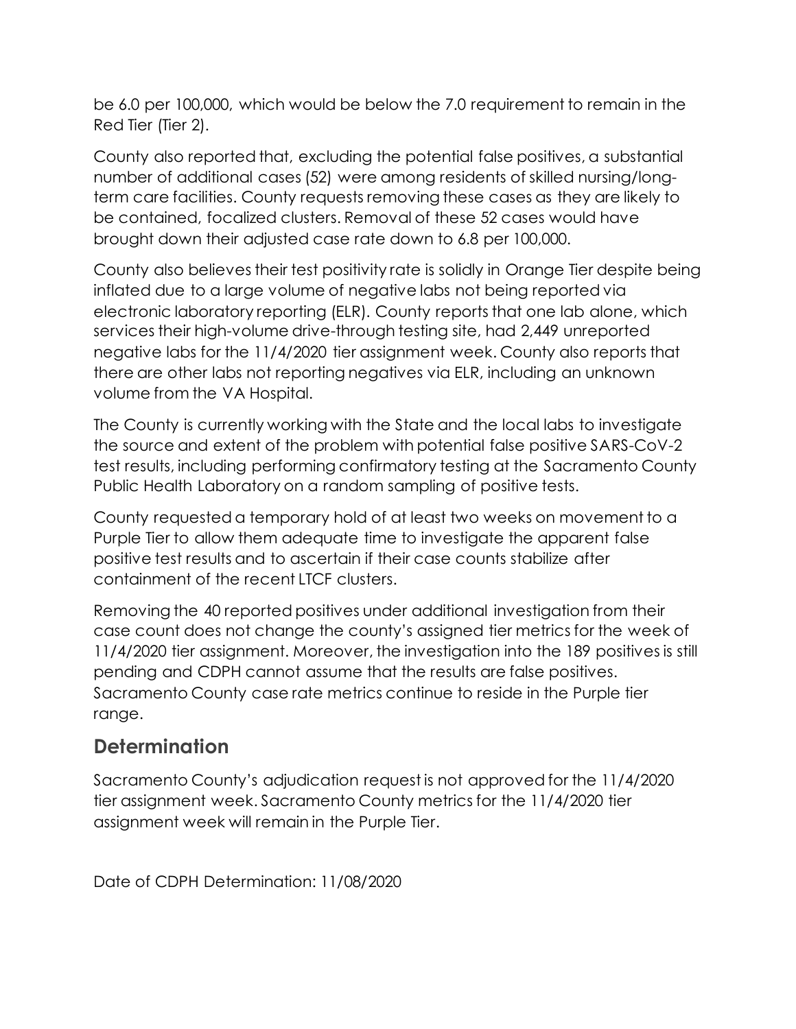be 6.0 per 100,000, which would be below the 7.0 requirement to remain in the Red Tier (Tier 2).

County also reported that, excluding the potential false positives, a substantial number of additional cases (52) were among residents of skilled nursing/long-term care facilities. County requests removing these cases as they are likely to be contained, focalized clusters. Removal of these 52 cases would have brought down their adjusted case rate down to 6.8 per 100,000.

County also believes their test positivity rate is solidly in Orange Tier despite being inflated due to a large volume of negative labs not being reported via electronic laboratory reporting (ELR). County reports that one lab alone, which services their high-volume drive-through testing site, had 2,449 unreported negative labs for the 11/4/2020 tier assignment week. County also reports that there are other labs not reporting negatives via ELR, including an unknown volume from the VA Hospital.

The County is currently working with the State and the local labs to investigate the source and extent of the problem with potential false positive SARS-CoV-2 test results, including performing confirmatory testing at the Sacramento County Public Health Laboratory on a random sampling of positive tests.

County requested a temporary hold of at least two weeks on movement to a Purple Tier to allow them adequate time to investigate the apparent false positive test results and to ascertain if their case counts stabilize after containment of the recent LTCF clusters.

Removing the 40 reported positives under additional investigation from their case count does not change the county's assigned tier metrics for the week of 11/4/2020 tier assignment. Moreover, the investigation into the 189 positives is still pending and CDPH cannot assume that the results are false positives. Sacramento County case rate metrics continue to reside in the Purple tier range.

## Determination

Sacramento County's adjudication request is not approved for the 11/4/2020 tier assignment week. Sacramento County metrics for the 11/4/2020 tier assignment week will remain in the Purple Tier.

Date of CDPH Determination: 11/08/2020